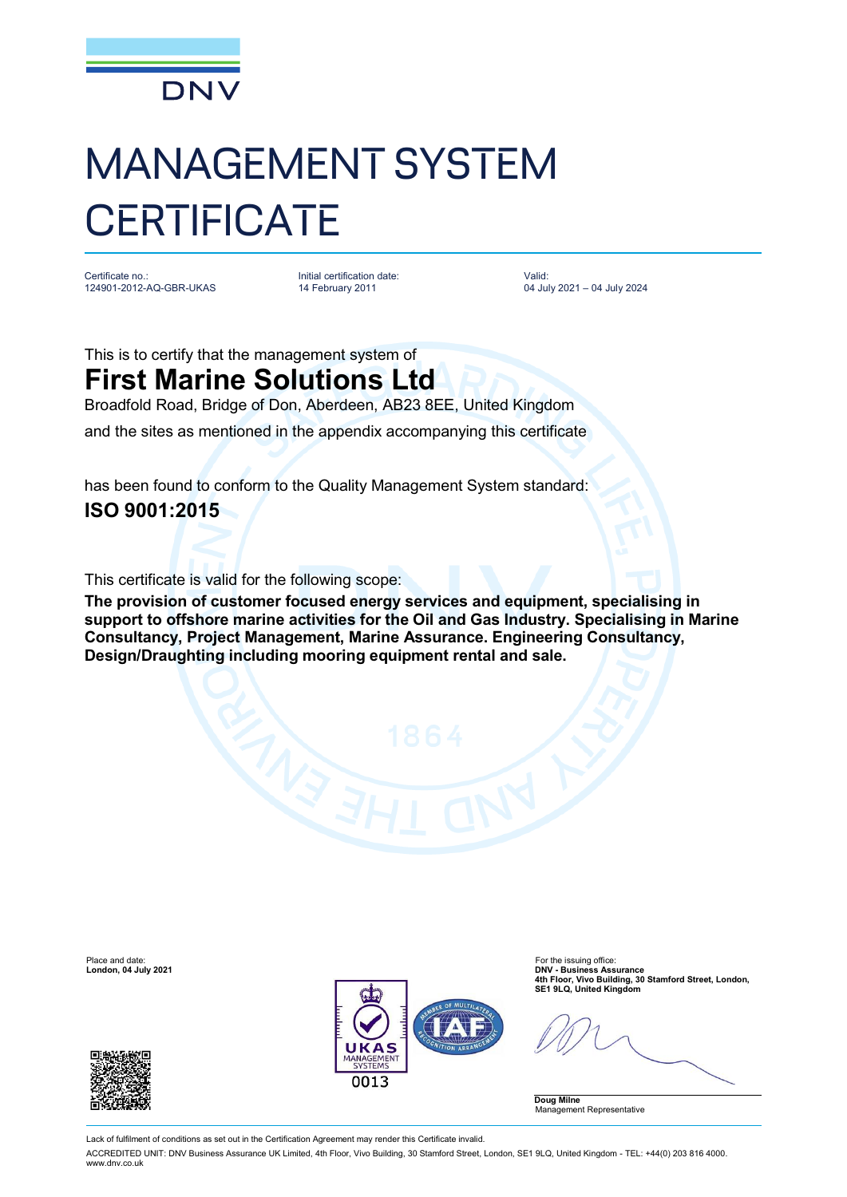DNV

# MANAGEMENT SYSTEM CERTIFICATE

Certificate no.:
124901-2012-AQ-GBR-UKAS

Initial certification date:
14 February 2011

Valid:
04 July 2021 – 04 July 2024

This is to certify that the management system of

## First Marine Solutions Ltd

Broadfold Road, Bridge of Don, Aberdeen, AB23 8EE, United Kingdom

and the sites as mentioned in the appendix accompanying this certificate

has been found to conform to the Quality Management System standard:

**ISO 9001:2015**

This certificate is valid for the following scope:

**The provision of customer focused energy services and equipment, specialising in support to offshore marine activities for the Oil and Gas Industry. Specialising in Marine Consultancy, Project Management, Marine Assurance. Engineering Consultancy, Design/Draughting including mooring equipment rental and sale.**

Place and date:
**London, 04 July 2021**

For the issuing office:
**DNV - Business Assurance**
**4th Floor, Vivo Building, 30 Stamford Street, London, SE1 9LQ, United Kingdom**

UKAS MANAGEMENT SYSTEMS 0013

**Doug Milne**
Management Representative

Lack of fulfilment of conditions as set out in the Certification Agreement may render this Certificate invalid.

ACCREDITED UNIT: DNV Business Assurance UK Limited, 4th Floor, Vivo Building, 30 Stamford Street, London, SE1 9LQ, United Kingdom - TEL: +44(0) 203 816 4000. www.dnv.co.uk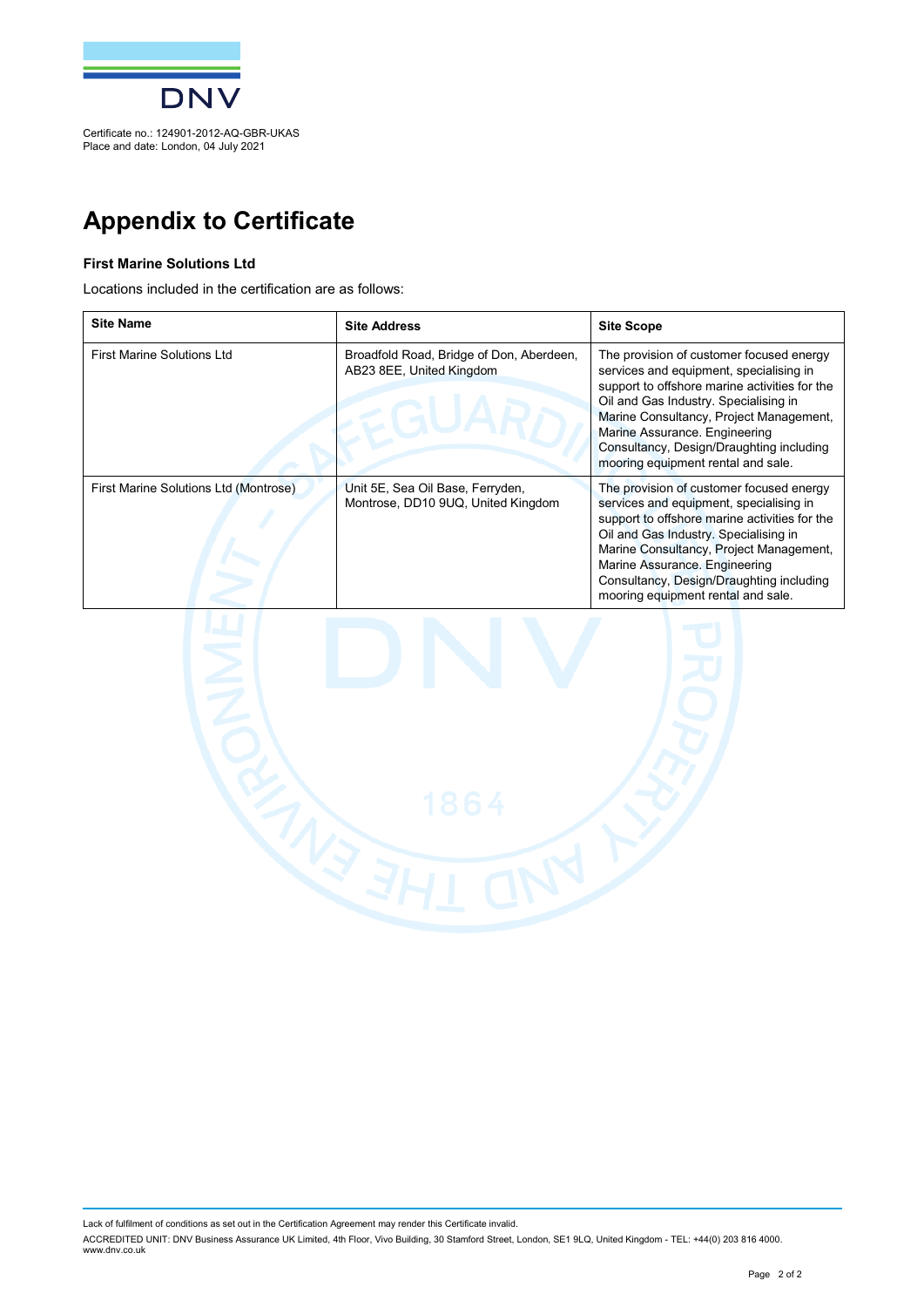Certificate no.: 124901-2012-AQ-GBR-UKAS
Place and date: London, 04 July 2021

# Appendix to Certificate

**First Marine Solutions Ltd**

Locations included in the certification are as follows:

| Site Name | Site Address | Site Scope |
|---|---|---|
| First Marine Solutions Ltd | Broadfold Road, Bridge of Don, Aberdeen, AB23 8EE, United Kingdom | The provision of customer focused energy services and equipment, specialising in support to offshore marine activities for the Oil and Gas Industry. Specialising in Marine Consultancy, Project Management, Marine Assurance. Engineering Consultancy, Design/Draughting including mooring equipment rental and sale. |
| First Marine Solutions Ltd (Montrose) | Unit 5E, Sea Oil Base, Ferryden, Montrose, DD10 9UQ, United Kingdom | The provision of customer focused energy services and equipment, specialising in support to offshore marine activities for the Oil and Gas Industry. Specialising in Marine Consultancy, Project Management, Marine Assurance. Engineering Consultancy, Design/Draughting including mooring equipment rental and sale. |

Lack of fulfilment of conditions as set out in the Certification Agreement may render this Certificate invalid.

ACCREDITED UNIT: DNV Business Assurance UK Limited, 4th Floor, Vivo Building, 30 Stamford Street, London, SE1 9LQ, United Kingdom - TEL: +44(0) 203 816 4000. www.dnv.co.uk